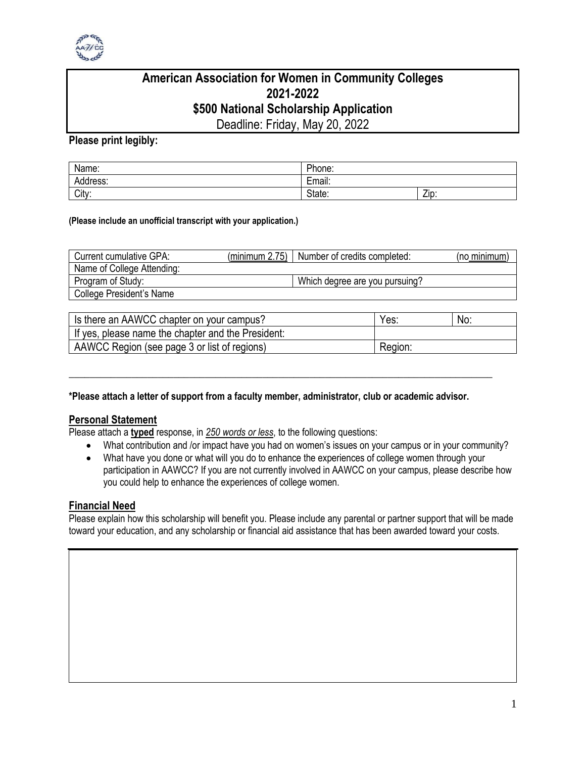# American Association for Women in Community Colleges
## 2021-2022
## $500 National Scholarship Application

Deadline: Friday, May 20, 2022

**Please print legibly:**

| Name: | Phone: | |
|---|---|---|
| Address: | Email: | |
| City: | State: | Zip: |

**(Please include an unofficial transcript with your application.)**

| Current cumulative GPA: (minimum 2.75) | Number of credits completed: (no minimum) |
|---|---|
| Name of College Attending: | |
| Program of Study: | Which degree are you pursuing? |
| College President's Name | |

| Is there an AAWCC chapter on your campus? | Yes: | No: |
|---|---|---|
| If yes, please name the chapter and the President: | | |
| AAWCC Region (see page 3 or list of regions) | Region: | |

---

**\*Please attach a letter of support from a faculty member, administrator, club or academic advisor.**

## Personal Statement

Please attach a **typed** response, in *250 words or less*, to the following questions:

- What contribution and /or impact have you had on women's issues on your campus or in your community?
- What have you done or what will you do to enhance the experiences of college women through your participation in AAWCC? If you are not currently involved in AAWCC on your campus, please describe how you could help to enhance the experiences of college women.

## Financial Need

Please explain how this scholarship will benefit you. Please include any parental or partner support that will be made toward your education, and any scholarship or financial aid assistance that has been awarded toward your costs.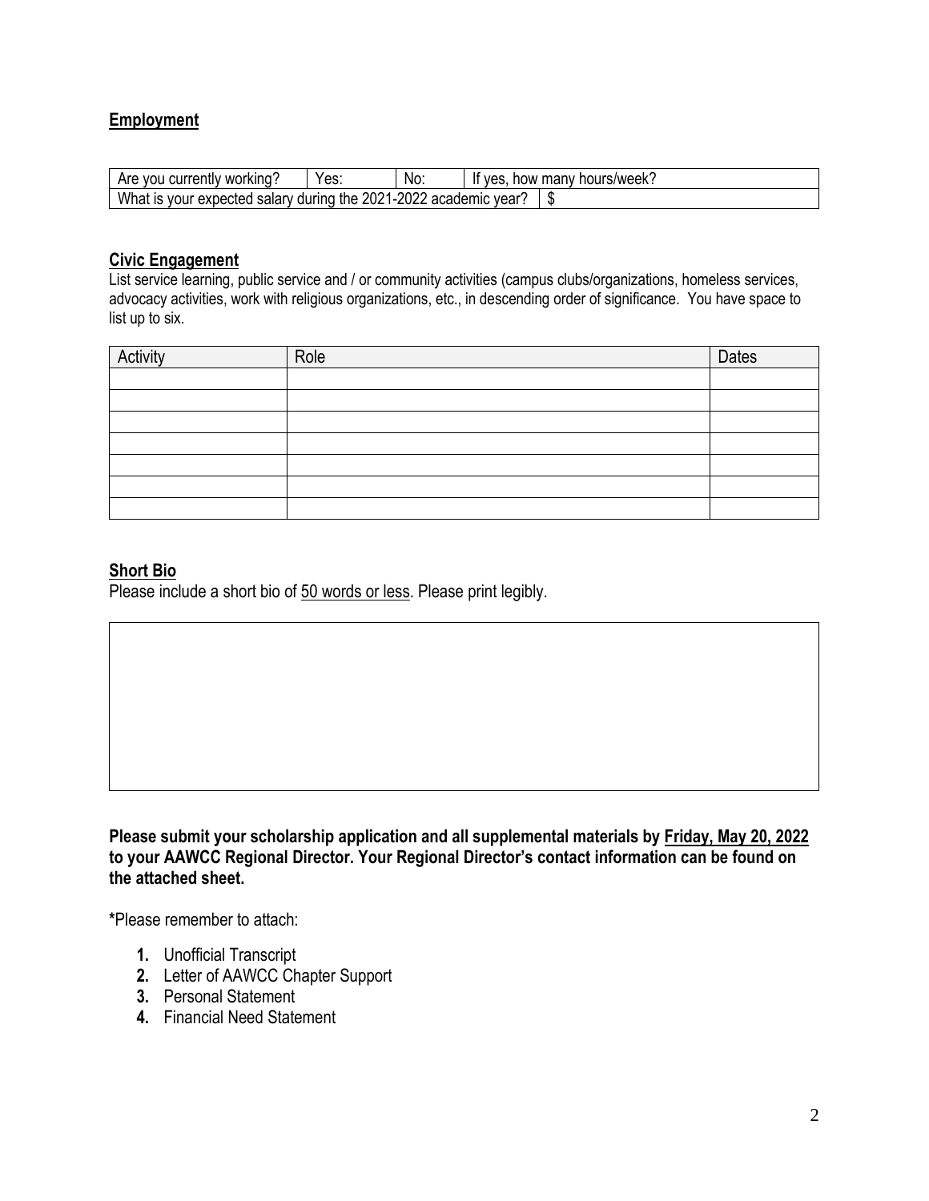**Employment**

| Are you currently working? | Yes: | No: | If yes, how many hours/week? |
| --- | --- | --- | --- |
| What is your expected salary during the 2021-2022 academic year? | | | $ |

**Civic Engagement**

List service learning, public service and / or community activities (campus clubs/organizations, homeless services, advocacy activities, work with religious organizations, etc., in descending order of significance. You have space to list up to six.

| Activity | Role | Dates |
| --- | --- | --- |
| | | |
| | | |
| | | |
| | | |
| | | |
| | | |
| | | |

**Short Bio**

Please include a short bio of 50 words or less. Please print legibly.

| |
| --- |
| |

**Please submit your scholarship application and all supplemental materials by Friday, May 20, 2022 to your AAWCC Regional Director. Your Regional Director's contact information can be found on the attached sheet.**

*Please remember to attach:

1. Unofficial Transcript
2. Letter of AAWCC Chapter Support
3. Personal Statement
4. Financial Need Statement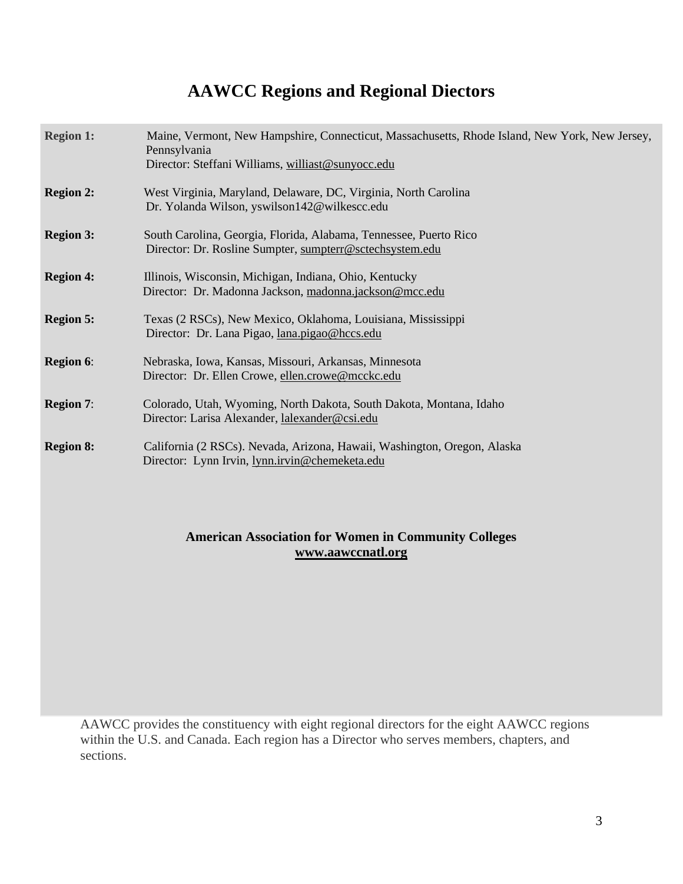# AAWCC Regions and Regional Diectors

**Region 1:** Maine, Vermont, New Hampshire, Connecticut, Massachusetts, Rhode Island, New York, New Jersey, Pennsylvania
Director: Steffani Williams, williast@sunyocc.edu

**Region 2:** West Virginia, Maryland, Delaware, DC, Virginia, North Carolina
Dr. Yolanda Wilson, yswilson142@wilkescc.edu

**Region 3:** South Carolina, Georgia, Florida, Alabama, Tennessee, Puerto Rico
Director: Dr. Rosline Sumpter, sumpterr@sctechsystem.edu

**Region 4:** Illinois, Wisconsin, Michigan, Indiana, Ohio, Kentucky
Director: Dr. Madonna Jackson, madonna.jackson@mcc.edu

**Region 5:** Texas (2 RSCs), New Mexico, Oklahoma, Louisiana, Mississippi
Director: Dr. Lana Pigao, lana.pigao@hccs.edu

**Region 6**: Nebraska, Iowa, Kansas, Missouri, Arkansas, Minnesota
Director: Dr. Ellen Crowe, ellen.crowe@mcckc.edu

**Region 7**: Colorado, Utah, Wyoming, North Dakota, South Dakota, Montana, Idaho
Director: Larisa Alexander, lalexander@csi.edu

**Region 8:** California (2 RSCs). Nevada, Arizona, Hawaii, Washington, Oregon, Alaska
Director: Lynn Irvin, lynn.irvin@chemeketa.edu

**American Association for Women in Community Colleges**
**www.aawccnatl.org**

AAWCC provides the constituency with eight regional directors for the eight AAWCC regions within the U.S. and Canada. Each region has a Director who serves members, chapters, and sections.